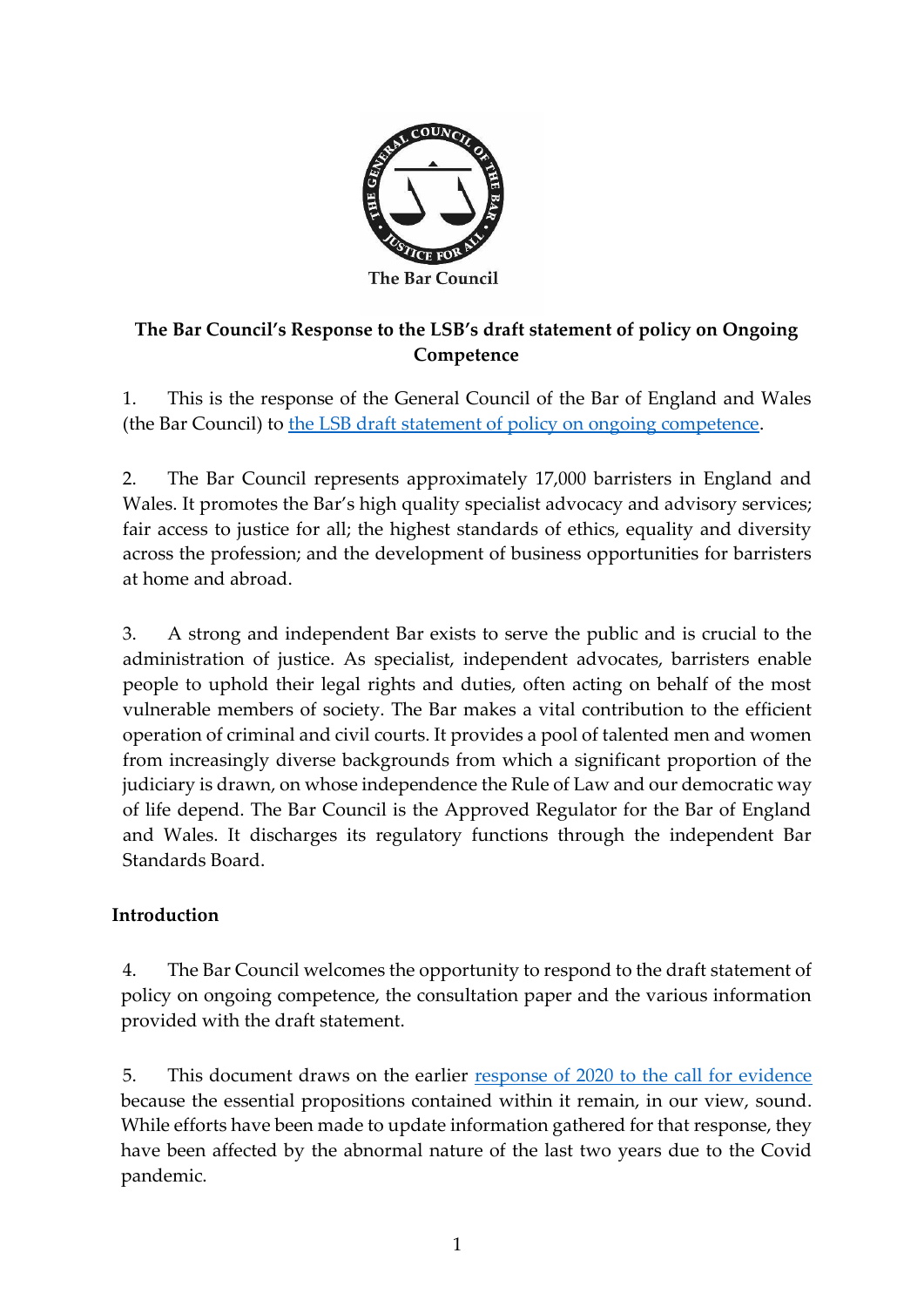The Bar Council

**The Bar Council's Response to the LSB's draft statement of policy on Ongoing Competence**

1. This is the response of the General Council of the Bar of England and Wales (the Bar Council) to the LSB draft statement of policy on ongoing competence.

2. The Bar Council represents approximately 17,000 barristers in England and Wales. It promotes the Bar's high quality specialist advocacy and advisory services; fair access to justice for all; the highest standards of ethics, equality and diversity across the profession; and the development of business opportunities for barristers at home and abroad.

3. A strong and independent Bar exists to serve the public and is crucial to the administration of justice. As specialist, independent advocates, barristers enable people to uphold their legal rights and duties, often acting on behalf of the most vulnerable members of society. The Bar makes a vital contribution to the efficient operation of criminal and civil courts. It provides a pool of talented men and women from increasingly diverse backgrounds from which a significant proportion of the judiciary is drawn, on whose independence the Rule of Law and our democratic way of life depend. The Bar Council is the Approved Regulator for the Bar of England and Wales. It discharges its regulatory functions through the independent Bar Standards Board.

## Introduction

4. The Bar Council welcomes the opportunity to respond to the draft statement of policy on ongoing competence, the consultation paper and the various information provided with the draft statement.

5. This document draws on the earlier response of 2020 to the call for evidence because the essential propositions contained within it remain, in our view, sound. While efforts have been made to update information gathered for that response, they have been affected by the abnormal nature of the last two years due to the Covid pandemic.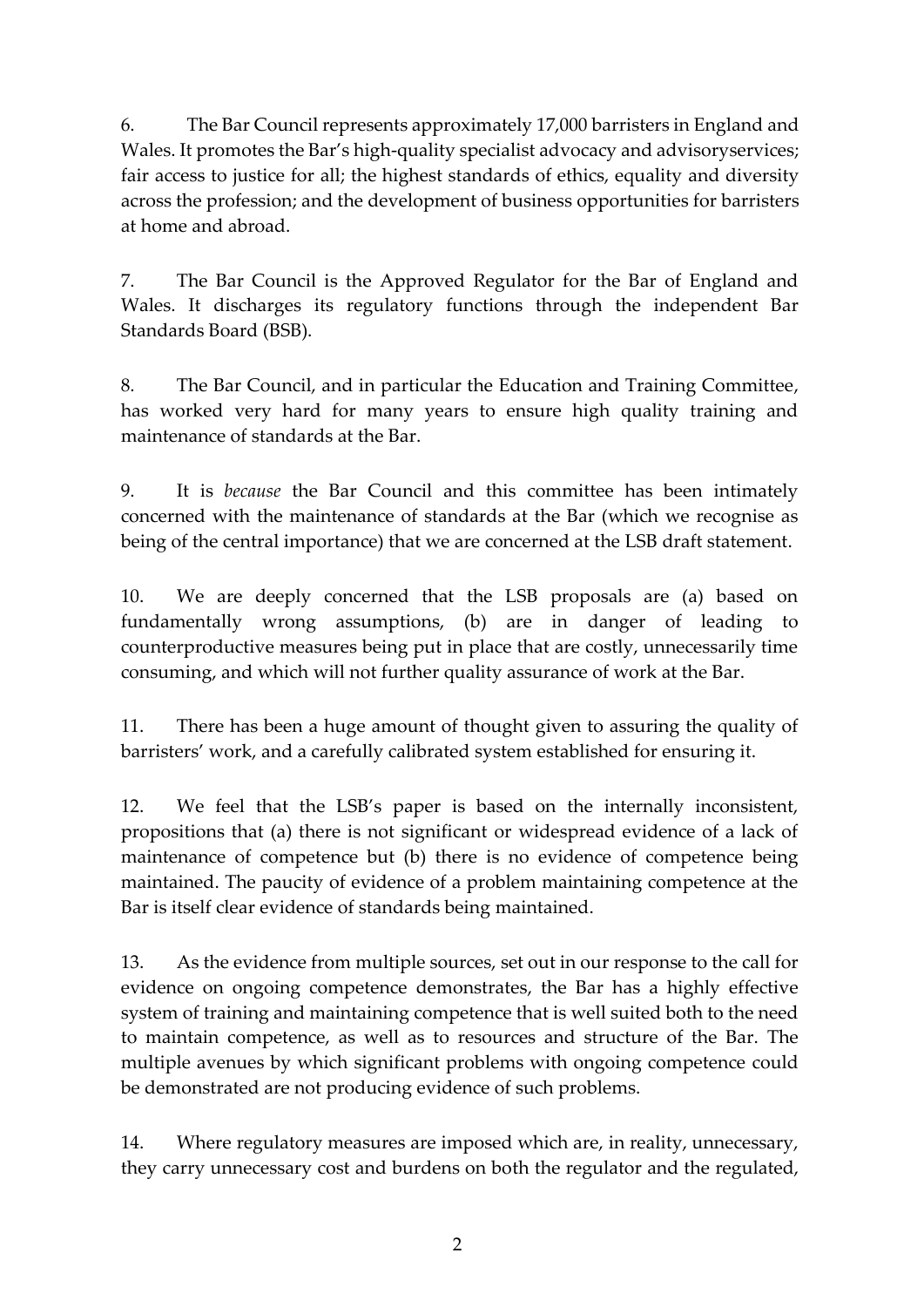6. The Bar Council represents approximately 17,000 barristers in England and Wales. It promotes the Bar's high-quality specialist advocacy and advisoryservices; fair access to justice for all; the highest standards of ethics, equality and diversity across the profession; and the development of business opportunities for barristers at home and abroad.

7. The Bar Council is the Approved Regulator for the Bar of England and Wales. It discharges its regulatory functions through the independent Bar Standards Board (BSB).

8. The Bar Council, and in particular the Education and Training Committee, has worked very hard for many years to ensure high quality training and maintenance of standards at the Bar.

9. It is *because* the Bar Council and this committee has been intimately concerned with the maintenance of standards at the Bar (which we recognise as being of the central importance) that we are concerned at the LSB draft statement.

10. We are deeply concerned that the LSB proposals are (a) based on fundamentally wrong assumptions, (b) are in danger of leading to counterproductive measures being put in place that are costly, unnecessarily time consuming, and which will not further quality assurance of work at the Bar.

11. There has been a huge amount of thought given to assuring the quality of barristers' work, and a carefully calibrated system established for ensuring it.

12. We feel that the LSB's paper is based on the internally inconsistent, propositions that (a) there is not significant or widespread evidence of a lack of maintenance of competence but (b) there is no evidence of competence being maintained. The paucity of evidence of a problem maintaining competence at the Bar is itself clear evidence of standards being maintained.

13. As the evidence from multiple sources, set out in our response to the call for evidence on ongoing competence demonstrates, the Bar has a highly effective system of training and maintaining competence that is well suited both to the need to maintain competence, as well as to resources and structure of the Bar. The multiple avenues by which significant problems with ongoing competence could be demonstrated are not producing evidence of such problems.

14. Where regulatory measures are imposed which are, in reality, unnecessary, they carry unnecessary cost and burdens on both the regulator and the regulated,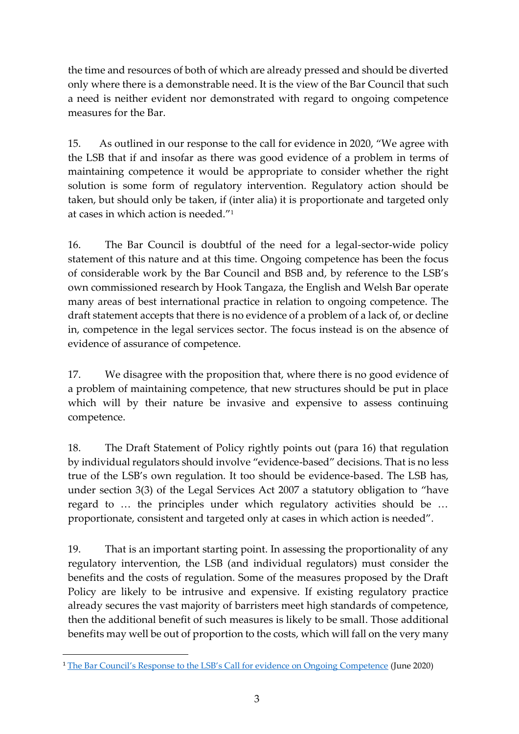the time and resources of both of which are already pressed and should be diverted only where there is a demonstrable need. It is the view of the Bar Council that such a need is neither evident nor demonstrated with regard to ongoing competence measures for the Bar.

15. As outlined in our response to the call for evidence in 2020, "We agree with the LSB that if and insofar as there was good evidence of a problem in terms of maintaining competence it would be appropriate to consider whether the right solution is some form of regulatory intervention. Regulatory action should be taken, but should only be taken, if (inter alia) it is proportionate and targeted only at cases in which action is needed."[1]

16. The Bar Council is doubtful of the need for a legal-sector-wide policy statement of this nature and at this time. Ongoing competence has been the focus of considerable work by the Bar Council and BSB and, by reference to the LSB's own commissioned research by Hook Tangaza, the English and Welsh Bar operate many areas of best international practice in relation to ongoing competence. The draft statement accepts that there is no evidence of a problem of a lack of, or decline in, competence in the legal services sector. The focus instead is on the absence of evidence of assurance of competence.

17. We disagree with the proposition that, where there is no good evidence of a problem of maintaining competence, that new structures should be put in place which will by their nature be invasive and expensive to assess continuing competence.

18. The Draft Statement of Policy rightly points out (para 16) that regulation by individual regulators should involve "evidence-based" decisions. That is no less true of the LSB's own regulation. It too should be evidence-based. The LSB has, under section 3(3) of the Legal Services Act 2007 a statutory obligation to "have regard to … the principles under which regulatory activities should be … proportionate, consistent and targeted only at cases in which action is needed".

19. That is an important starting point. In assessing the proportionality of any regulatory intervention, the LSB (and individual regulators) must consider the benefits and the costs of regulation. Some of the measures proposed by the Draft Policy are likely to be intrusive and expensive. If existing regulatory practice already secures the vast majority of barristers meet high standards of competence, then the additional benefit of such measures is likely to be small. Those additional benefits may well be out of proportion to the costs, which will fall on the very many

---

[1] The Bar Council's Response to the LSB's Call for evidence on Ongoing Competence (June 2020)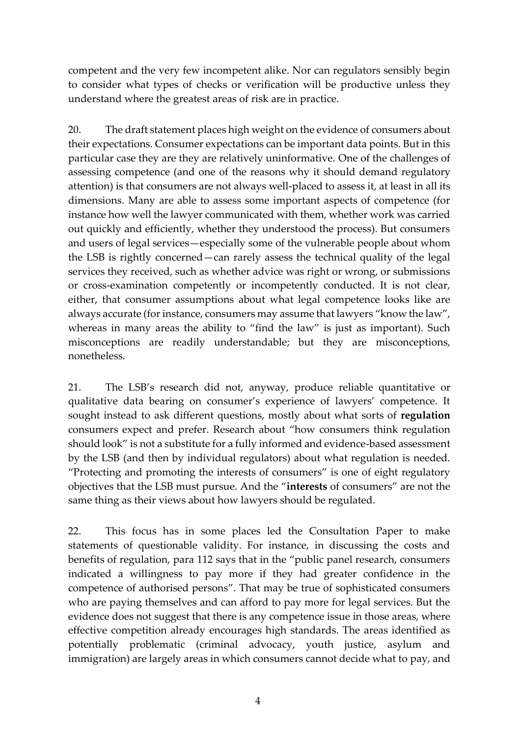competent and the very few incompetent alike. Nor can regulators sensibly begin to consider what types of checks or verification will be productive unless they understand where the greatest areas of risk are in practice.

20. The draft statement places high weight on the evidence of consumers about their expectations. Consumer expectations can be important data points. But in this particular case they are they are relatively uninformative. One of the challenges of assessing competence (and one of the reasons why it should demand regulatory attention) is that consumers are not always well-placed to assess it, at least in all its dimensions. Many are able to assess some important aspects of competence (for instance how well the lawyer communicated with them, whether work was carried out quickly and efficiently, whether they understood the process). But consumers and users of legal services—especially some of the vulnerable people about whom the LSB is rightly concerned—can rarely assess the technical quality of the legal services they received, such as whether advice was right or wrong, or submissions or cross-examination competently or incompetently conducted. It is not clear, either, that consumer assumptions about what legal competence looks like are always accurate (for instance, consumers may assume that lawyers "know the law", whereas in many areas the ability to "find the law" is just as important). Such misconceptions are readily understandable; but they are misconceptions, nonetheless.

21. The LSB's research did not, anyway, produce reliable quantitative or qualitative data bearing on consumer's experience of lawyers' competence. It sought instead to ask different questions, mostly about what sorts of **regulation** consumers expect and prefer. Research about "how consumers think regulation should look" is not a substitute for a fully informed and evidence-based assessment by the LSB (and then by individual regulators) about what regulation is needed. "Protecting and promoting the interests of consumers" is one of eight regulatory objectives that the LSB must pursue. And the "**interests** of consumers" are not the same thing as their views about how lawyers should be regulated.

22. This focus has in some places led the Consultation Paper to make statements of questionable validity. For instance, in discussing the costs and benefits of regulation, para 112 says that in the "public panel research, consumers indicated a willingness to pay more if they had greater confidence in the competence of authorised persons". That may be true of sophisticated consumers who are paying themselves and can afford to pay more for legal services. But the evidence does not suggest that there is any competence issue in those areas, where effective competition already encourages high standards. The areas identified as potentially problematic (criminal advocacy, youth justice, asylum and immigration) are largely areas in which consumers cannot decide what to pay, and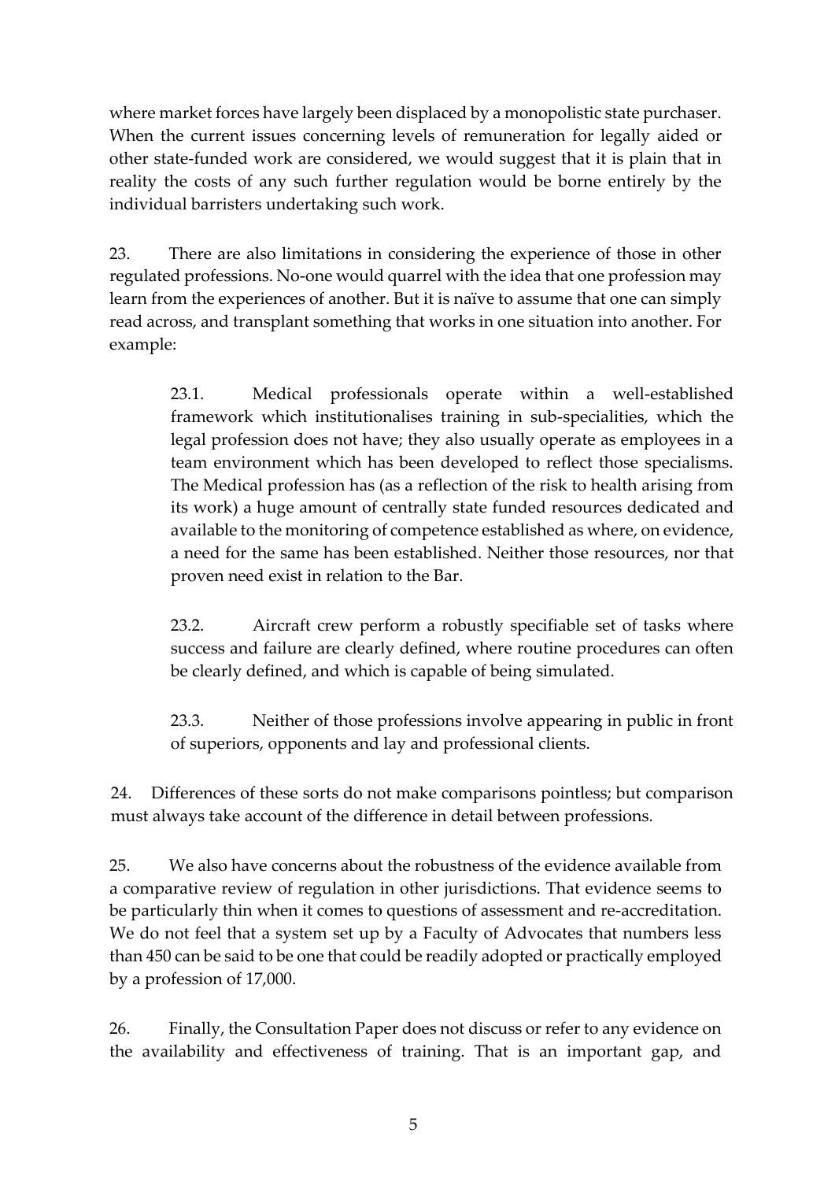where market forces have largely been displaced by a monopolistic state purchaser. When the current issues concerning levels of remuneration for legally aided or other state-funded work are considered, we would suggest that it is plain that in reality the costs of any such further regulation would be borne entirely by the individual barristers undertaking such work.

23. There are also limitations in considering the experience of those in other regulated professions. No-one would quarrel with the idea that one profession may learn from the experiences of another. But it is naïve to assume that one can simply read across, and transplant something that works in one situation into another. For example:

> 23.1. Medical professionals operate within a well-established framework which institutionalises training in sub-specialities, which the legal profession does not have; they also usually operate as employees in a team environment which has been developed to reflect those specialisms. The Medical profession has (as a reflection of the risk to health arising from its work) a huge amount of centrally state funded resources dedicated and available to the monitoring of competence established as where, on evidence, a need for the same has been established. Neither those resources, nor that proven need exist in relation to the Bar.
>
> 23.2. Aircraft crew perform a robustly specifiable set of tasks where success and failure are clearly defined, where routine procedures can often be clearly defined, and which is capable of being simulated.
>
> 23.3. Neither of those professions involve appearing in public in front of superiors, opponents and lay and professional clients.

24. Differences of these sorts do not make comparisons pointless; but comparison must always take account of the difference in detail between professions.

25. We also have concerns about the robustness of the evidence available from a comparative review of regulation in other jurisdictions. That evidence seems to be particularly thin when it comes to questions of assessment and re-accreditation. We do not feel that a system set up by a Faculty of Advocates that numbers less than 450 can be said to be one that could be readily adopted or practically employed by a profession of 17,000.

26. Finally, the Consultation Paper does not discuss or refer to any evidence on the availability and effectiveness of training. That is an important gap, and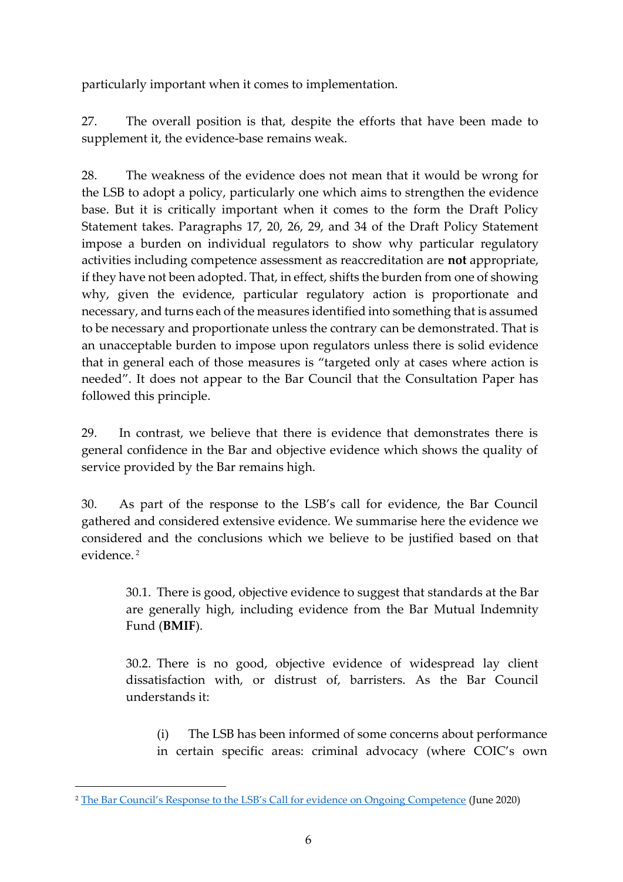particularly important when it comes to implementation.

27. The overall position is that, despite the efforts that have been made to supplement it, the evidence-base remains weak.

28. The weakness of the evidence does not mean that it would be wrong for the LSB to adopt a policy, particularly one which aims to strengthen the evidence base. But it is critically important when it comes to the form the Draft Policy Statement takes. Paragraphs 17, 20, 26, 29, and 34 of the Draft Policy Statement impose a burden on individual regulators to show why particular regulatory activities including competence assessment as reaccreditation are **not** appropriate, if they have not been adopted. That, in effect, shifts the burden from one of showing why, given the evidence, particular regulatory action is proportionate and necessary, and turns each of the measures identified into something that is assumed to be necessary and proportionate unless the contrary can be demonstrated. That is an unacceptable burden to impose upon regulators unless there is solid evidence that in general each of those measures is "targeted only at cases where action is needed". It does not appear to the Bar Council that the Consultation Paper has followed this principle.

29. In contrast, we believe that there is evidence that demonstrates there is general confidence in the Bar and objective evidence which shows the quality of service provided by the Bar remains high.

30. As part of the response to the LSB's call for evidence, the Bar Council gathered and considered extensive evidence. We summarise here the evidence we considered and the conclusions which we believe to be justified based on that evidence. [2]

> 30.1. There is good, objective evidence to suggest that standards at the Bar are generally high, including evidence from the Bar Mutual Indemnity Fund (**BMIF**).
>
> 30.2. There is no good, objective evidence of widespread lay client dissatisfaction with, or distrust of, barristers. As the Bar Council understands it:
>
> > (i) The LSB has been informed of some concerns about performance in certain specific areas: criminal advocacy (where COIC's own

[2] The Bar Council's Response to the LSB's Call for evidence on Ongoing Competence (June 2020)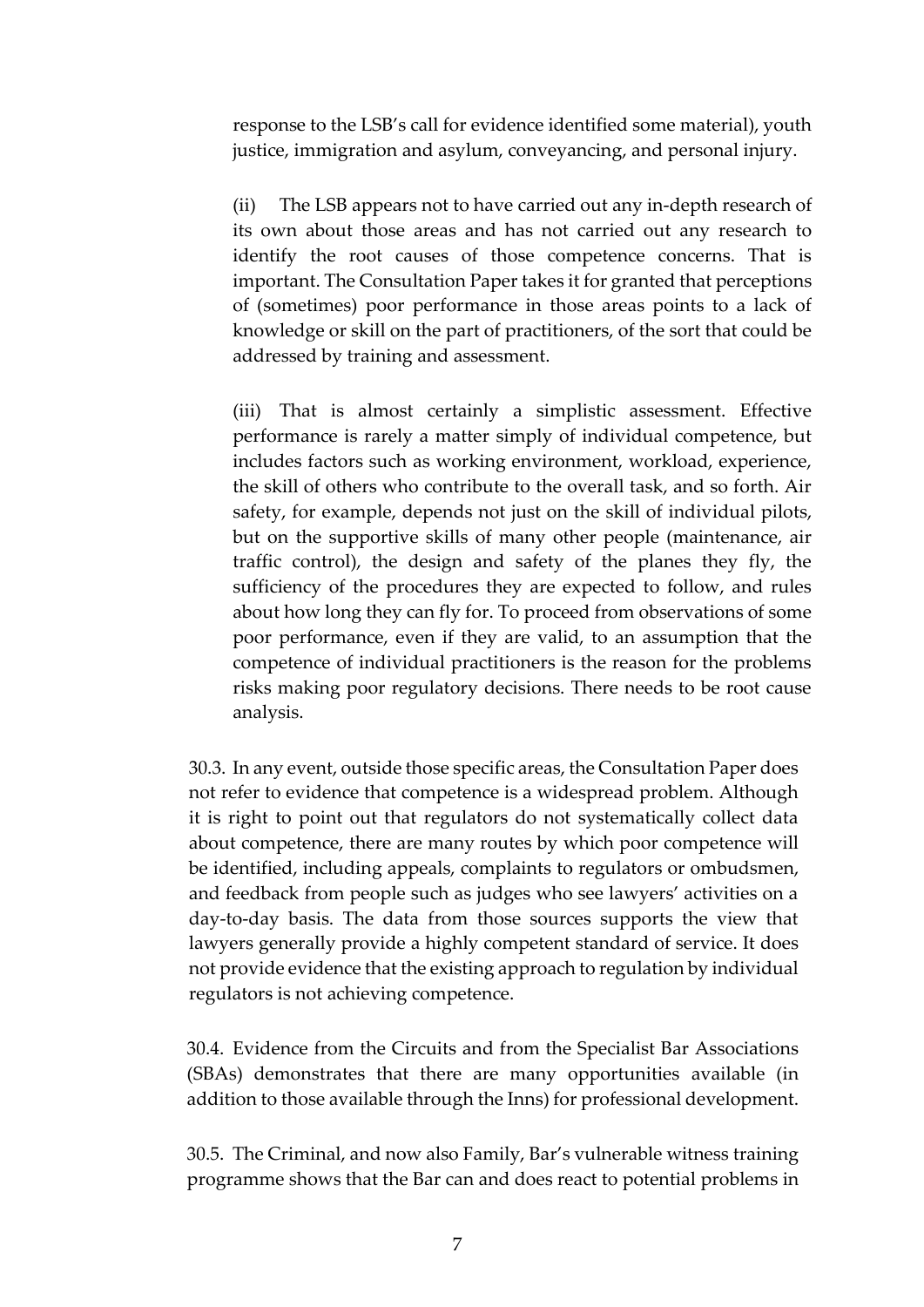response to the LSB's call for evidence identified some material), youth justice, immigration and asylum, conveyancing, and personal injury.

(ii) The LSB appears not to have carried out any in-depth research of its own about those areas and has not carried out any research to identify the root causes of those competence concerns. That is important. The Consultation Paper takes it for granted that perceptions of (sometimes) poor performance in those areas points to a lack of knowledge or skill on the part of practitioners, of the sort that could be addressed by training and assessment.

(iii) That is almost certainly a simplistic assessment. Effective performance is rarely a matter simply of individual competence, but includes factors such as working environment, workload, experience, the skill of others who contribute to the overall task, and so forth. Air safety, for example, depends not just on the skill of individual pilots, but on the supportive skills of many other people (maintenance, air traffic control), the design and safety of the planes they fly, the sufficiency of the procedures they are expected to follow, and rules about how long they can fly for. To proceed from observations of some poor performance, even if they are valid, to an assumption that the competence of individual practitioners is the reason for the problems risks making poor regulatory decisions. There needs to be root cause analysis.

30.3. In any event, outside those specific areas, the Consultation Paper does not refer to evidence that competence is a widespread problem. Although it is right to point out that regulators do not systematically collect data about competence, there are many routes by which poor competence will be identified, including appeals, complaints to regulators or ombudsmen, and feedback from people such as judges who see lawyers' activities on a day-to-day basis. The data from those sources supports the view that lawyers generally provide a highly competent standard of service. It does not provide evidence that the existing approach to regulation by individual regulators is not achieving competence.

30.4. Evidence from the Circuits and from the Specialist Bar Associations (SBAs) demonstrates that there are many opportunities available (in addition to those available through the Inns) for professional development.

30.5. The Criminal, and now also Family, Bar's vulnerable witness training programme shows that the Bar can and does react to potential problems in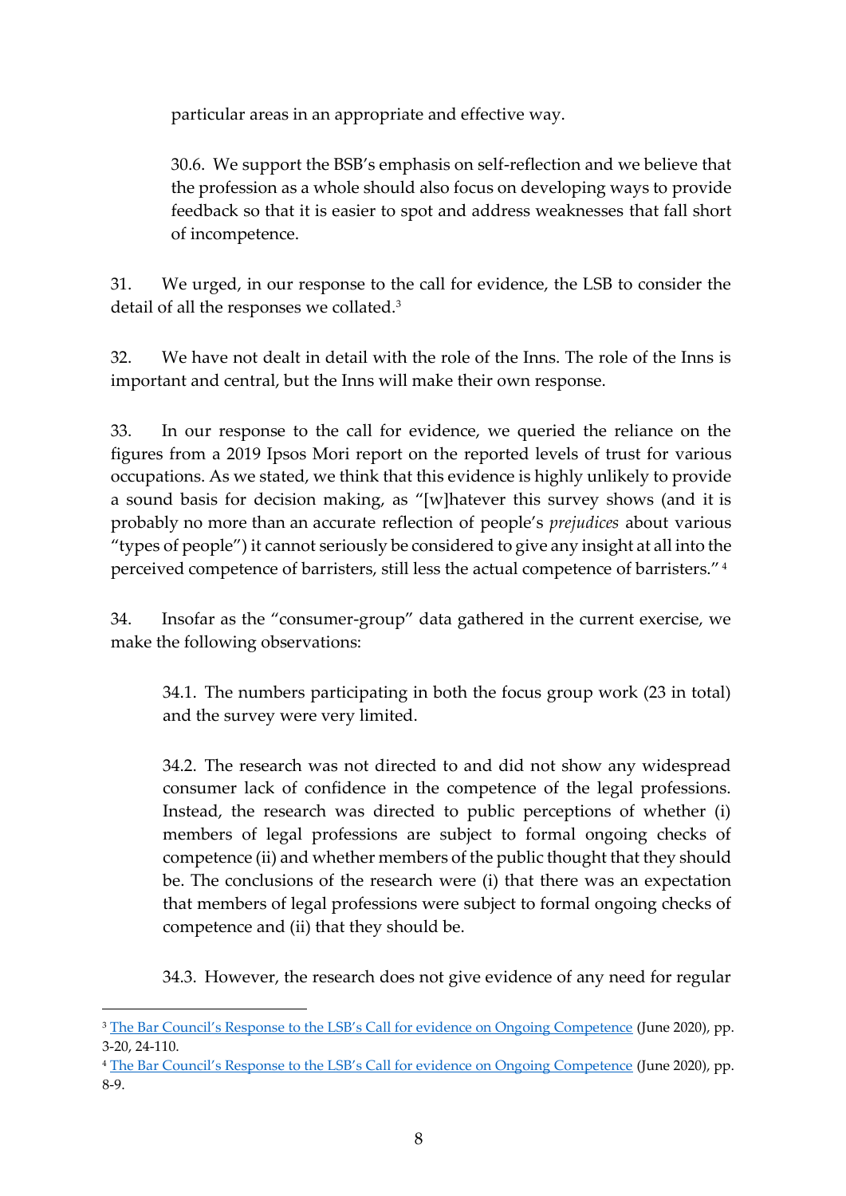particular areas in an appropriate and effective way.

30.6. We support the BSB's emphasis on self-reflection and we believe that the profession as a whole should also focus on developing ways to provide feedback so that it is easier to spot and address weaknesses that fall short of incompetence.

31. We urged, in our response to the call for evidence, the LSB to consider the detail of all the responses we collated.[3]

32. We have not dealt in detail with the role of the Inns. The role of the Inns is important and central, but the Inns will make their own response.

33. In our response to the call for evidence, we queried the reliance on the figures from a 2019 Ipsos Mori report on the reported levels of trust for various occupations. As we stated, we think that this evidence is highly unlikely to provide a sound basis for decision making, as "[w]hatever this survey shows (and it is probably no more than an accurate reflection of people's *prejudices* about various "types of people") it cannot seriously be considered to give any insight at all into the perceived competence of barristers, still less the actual competence of barristers."[4]

34. Insofar as the "consumer-group" data gathered in the current exercise, we make the following observations:

34.1. The numbers participating in both the focus group work (23 in total) and the survey were very limited.

34.2. The research was not directed to and did not show any widespread consumer lack of confidence in the competence of the legal professions. Instead, the research was directed to public perceptions of whether (i) members of legal professions are subject to formal ongoing checks of competence (ii) and whether members of the public thought that they should be. The conclusions of the research were (i) that there was an expectation that members of legal professions were subject to formal ongoing checks of competence and (ii) that they should be.

34.3. However, the research does not give evidence of any need for regular

---

[3] The Bar Council's Response to the LSB's Call for evidence on Ongoing Competence (June 2020), pp. 3-20, 24-110.

[4] The Bar Council's Response to the LSB's Call for evidence on Ongoing Competence (June 2020), pp. 8-9.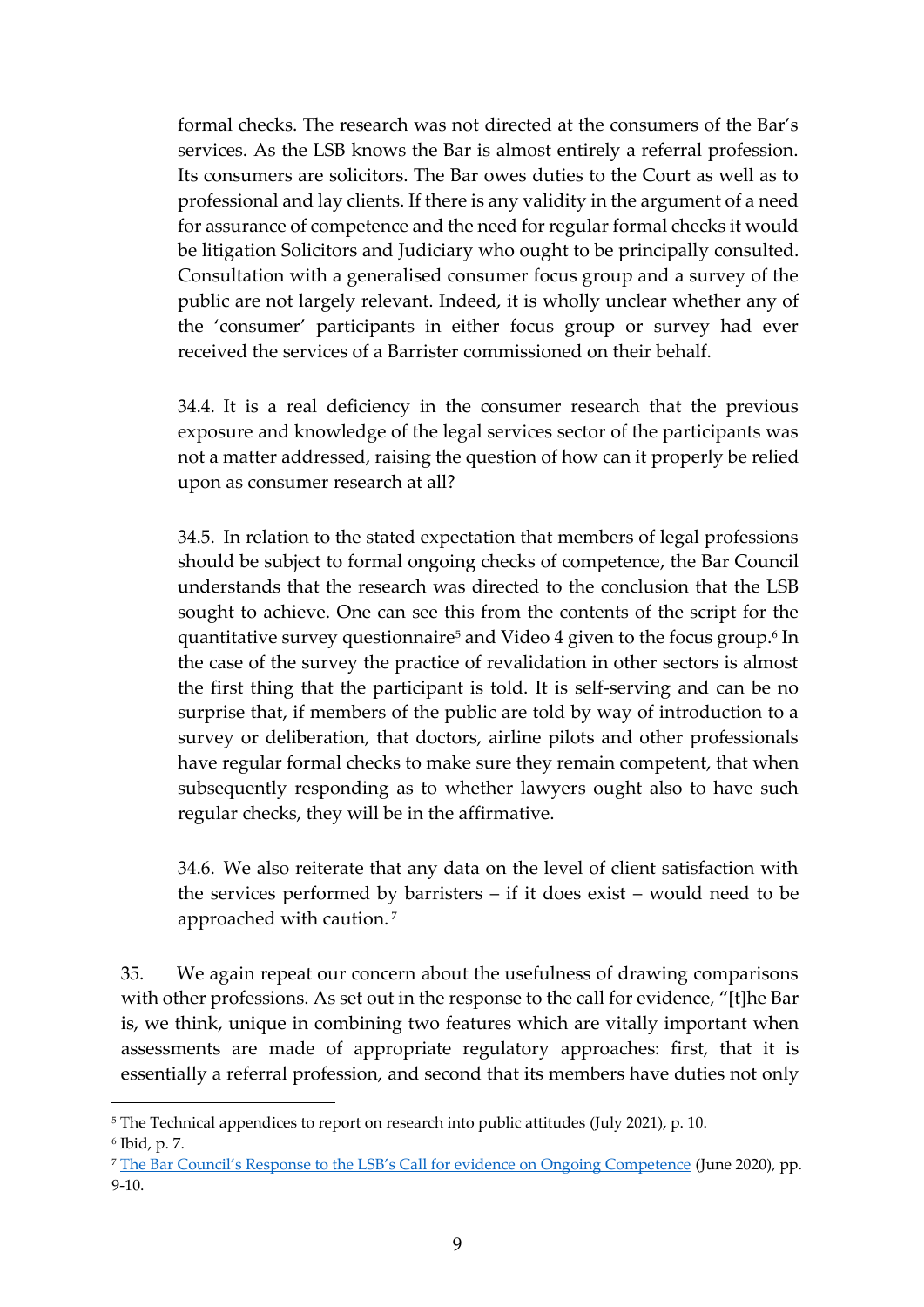formal checks. The research was not directed at the consumers of the Bar's services. As the LSB knows the Bar is almost entirely a referral profession. Its consumers are solicitors. The Bar owes duties to the Court as well as to professional and lay clients. If there is any validity in the argument of a need for assurance of competence and the need for regular formal checks it would be litigation Solicitors and Judiciary who ought to be principally consulted. Consultation with a generalised consumer focus group and a survey of the public are not largely relevant. Indeed, it is wholly unclear whether any of the 'consumer' participants in either focus group or survey had ever received the services of a Barrister commissioned on their behalf.

34.4. It is a real deficiency in the consumer research that the previous exposure and knowledge of the legal services sector of the participants was not a matter addressed, raising the question of how can it properly be relied upon as consumer research at all?

34.5. In relation to the stated expectation that members of legal professions should be subject to formal ongoing checks of competence, the Bar Council understands that the research was directed to the conclusion that the LSB sought to achieve. One can see this from the contents of the script for the quantitative survey questionnaire[5] and Video 4 given to the focus group.[6] In the case of the survey the practice of revalidation in other sectors is almost the first thing that the participant is told. It is self-serving and can be no surprise that, if members of the public are told by way of introduction to a survey or deliberation, that doctors, airline pilots and other professionals have regular formal checks to make sure they remain competent, that when subsequently responding as to whether lawyers ought also to have such regular checks, they will be in the affirmative.

34.6. We also reiterate that any data on the level of client satisfaction with the services performed by barristers – if it does exist – would need to be approached with caution.[7]

35. We again repeat our concern about the usefulness of drawing comparisons with other professions. As set out in the response to the call for evidence, "[t]he Bar is, we think, unique in combining two features which are vitally important when assessments are made of appropriate regulatory approaches: first, that it is essentially a referral profession, and second that its members have duties not only

---

[5] The Technical appendices to report on research into public attitudes (July 2021), p. 10.

[6] Ibid, p. 7.

[7] The Bar Council's Response to the LSB's Call for evidence on Ongoing Competence (June 2020), pp. 9-10.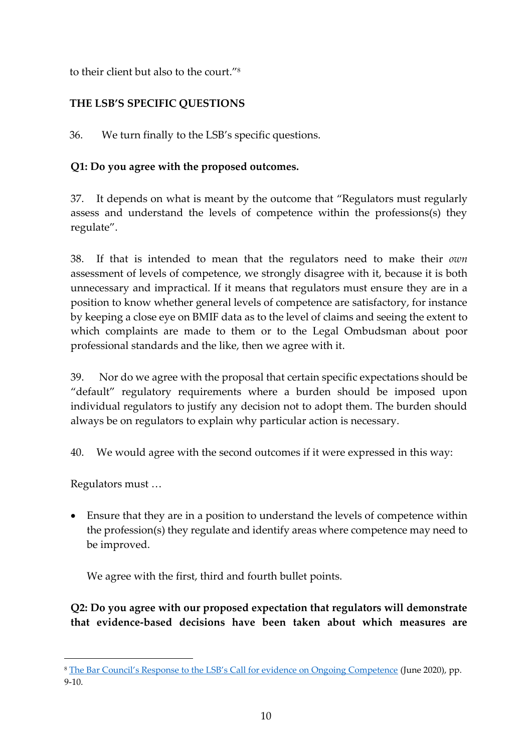to their client but also to the court."[8]

**THE LSB'S SPECIFIC QUESTIONS**

36. We turn finally to the LSB's specific questions.

**Q1: Do you agree with the proposed outcomes.**

37. It depends on what is meant by the outcome that "Regulators must regularly assess and understand the levels of competence within the professions(s) they regulate".

38. If that is intended to mean that the regulators need to make their *own* assessment of levels of competence, we strongly disagree with it, because it is both unnecessary and impractical. If it means that regulators must ensure they are in a position to know whether general levels of competence are satisfactory, for instance by keeping a close eye on BMIF data as to the level of claims and seeing the extent to which complaints are made to them or to the Legal Ombudsman about poor professional standards and the like, then we agree with it.

39. Nor do we agree with the proposal that certain specific expectations should be "default" regulatory requirements where a burden should be imposed upon individual regulators to justify any decision not to adopt them. The burden should always be on regulators to explain why particular action is necessary.

40. We would agree with the second outcomes if it were expressed in this way:

Regulators must …

- Ensure that they are in a position to understand the levels of competence within the profession(s) they regulate and identify areas where competence may need to be improved.

  We agree with the first, third and fourth bullet points.

**Q2: Do you agree with our proposed expectation that regulators will demonstrate that evidence-based decisions have been taken about which measures are**

[8] The Bar Council's Response to the LSB's Call for evidence on Ongoing Competence (June 2020), pp. 9-10.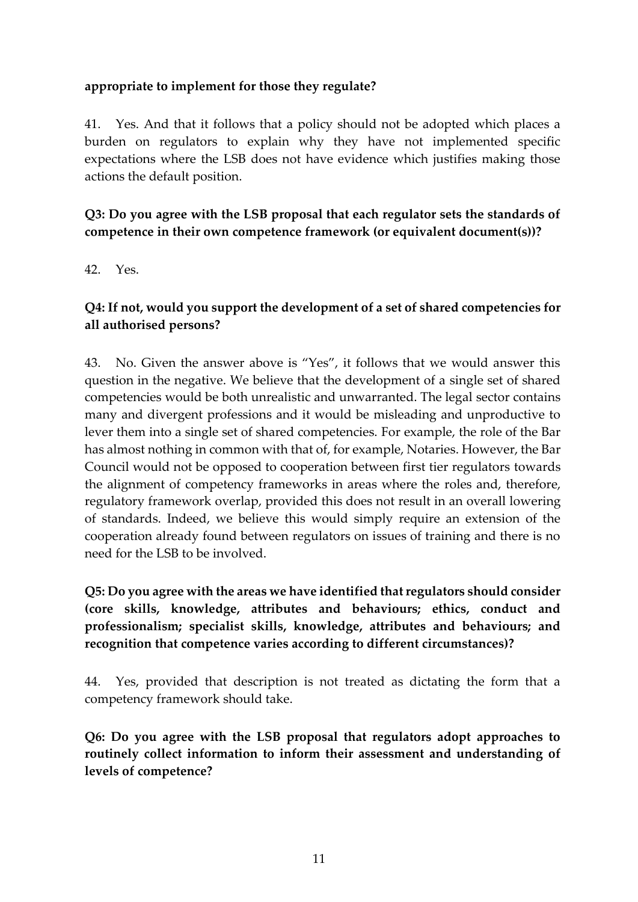**appropriate to implement for those they regulate?**

41. Yes. And that it follows that a policy should not be adopted which places a burden on regulators to explain why they have not implemented specific expectations where the LSB does not have evidence which justifies making those actions the default position.

**Q3: Do you agree with the LSB proposal that each regulator sets the standards of competence in their own competence framework (or equivalent document(s))?**

42. Yes.

**Q4: If not, would you support the development of a set of shared competencies for all authorised persons?**

43. No. Given the answer above is "Yes", it follows that we would answer this question in the negative. We believe that the development of a single set of shared competencies would be both unrealistic and unwarranted. The legal sector contains many and divergent professions and it would be misleading and unproductive to lever them into a single set of shared competencies. For example, the role of the Bar has almost nothing in common with that of, for example, Notaries. However, the Bar Council would not be opposed to cooperation between first tier regulators towards the alignment of competency frameworks in areas where the roles and, therefore, regulatory framework overlap, provided this does not result in an overall lowering of standards. Indeed, we believe this would simply require an extension of the cooperation already found between regulators on issues of training and there is no need for the LSB to be involved.

**Q5: Do you agree with the areas we have identified that regulators should consider (core skills, knowledge, attributes and behaviours; ethics, conduct and professionalism; specialist skills, knowledge, attributes and behaviours; and recognition that competence varies according to different circumstances)?**

44. Yes, provided that description is not treated as dictating the form that a competency framework should take.

**Q6: Do you agree with the LSB proposal that regulators adopt approaches to routinely collect information to inform their assessment and understanding of levels of competence?**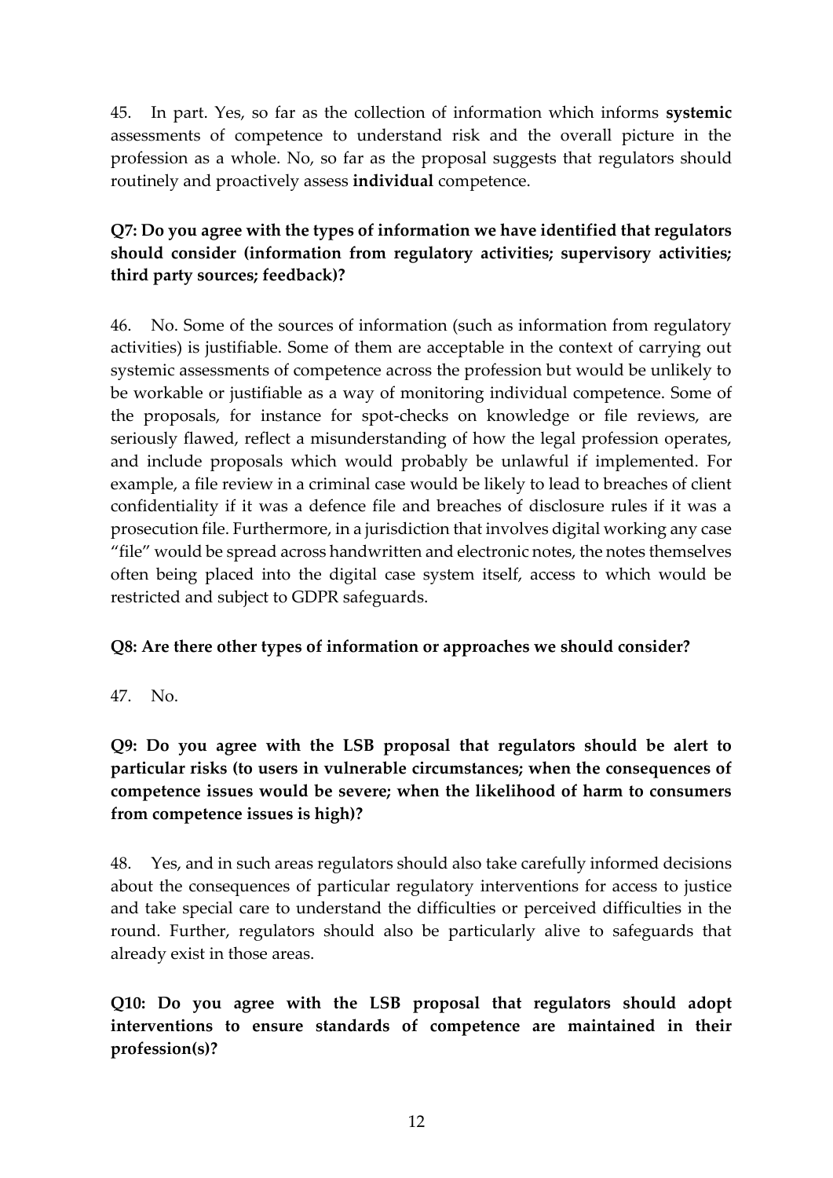45. In part. Yes, so far as the collection of information which informs **systemic** assessments of competence to understand risk and the overall picture in the profession as a whole. No, so far as the proposal suggests that regulators should routinely and proactively assess **individual** competence.

**Q7: Do you agree with the types of information we have identified that regulators should consider (information from regulatory activities; supervisory activities; third party sources; feedback)?**

46. No. Some of the sources of information (such as information from regulatory activities) is justifiable. Some of them are acceptable in the context of carrying out systemic assessments of competence across the profession but would be unlikely to be workable or justifiable as a way of monitoring individual competence. Some of the proposals, for instance for spot-checks on knowledge or file reviews, are seriously flawed, reflect a misunderstanding of how the legal profession operates, and include proposals which would probably be unlawful if implemented. For example, a file review in a criminal case would be likely to lead to breaches of client confidentiality if it was a defence file and breaches of disclosure rules if it was a prosecution file. Furthermore, in a jurisdiction that involves digital working any case "file" would be spread across handwritten and electronic notes, the notes themselves often being placed into the digital case system itself, access to which would be restricted and subject to GDPR safeguards.

**Q8: Are there other types of information or approaches we should consider?**

47. No.

**Q9: Do you agree with the LSB proposal that regulators should be alert to particular risks (to users in vulnerable circumstances; when the consequences of competence issues would be severe; when the likelihood of harm to consumers from competence issues is high)?**

48. Yes, and in such areas regulators should also take carefully informed decisions about the consequences of particular regulatory interventions for access to justice and take special care to understand the difficulties or perceived difficulties in the round. Further, regulators should also be particularly alive to safeguards that already exist in those areas.

**Q10: Do you agree with the LSB proposal that regulators should adopt interventions to ensure standards of competence are maintained in their profession(s)?**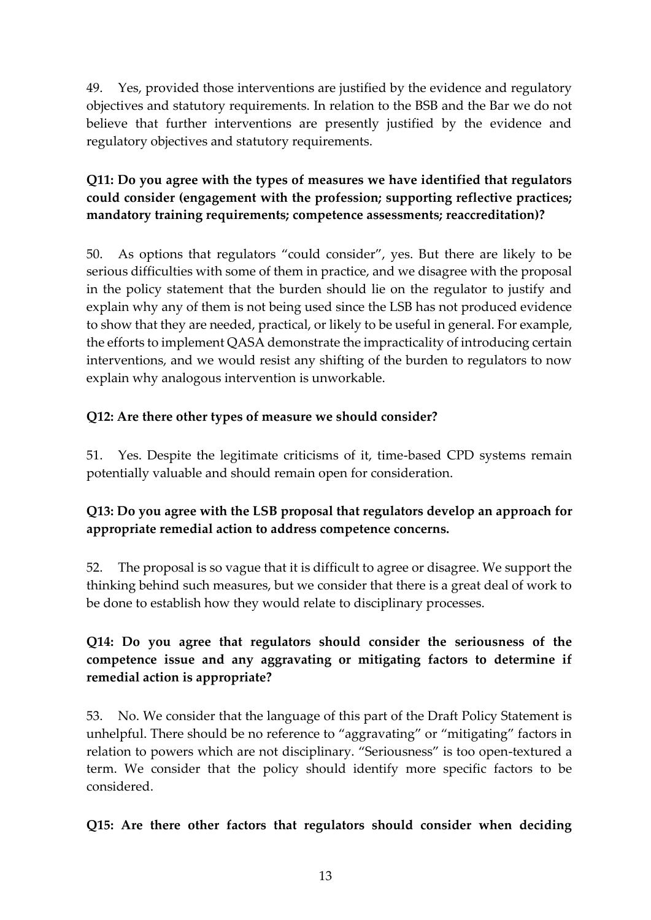49. Yes, provided those interventions are justified by the evidence and regulatory objectives and statutory requirements. In relation to the BSB and the Bar we do not believe that further interventions are presently justified by the evidence and regulatory objectives and statutory requirements.

**Q11: Do you agree with the types of measures we have identified that regulators could consider (engagement with the profession; supporting reflective practices; mandatory training requirements; competence assessments; reaccreditation)?**

50. As options that regulators "could consider", yes. But there are likely to be serious difficulties with some of them in practice, and we disagree with the proposal in the policy statement that the burden should lie on the regulator to justify and explain why any of them is not being used since the LSB has not produced evidence to show that they are needed, practical, or likely to be useful in general. For example, the efforts to implement QASA demonstrate the impracticality of introducing certain interventions, and we would resist any shifting of the burden to regulators to now explain why analogous intervention is unworkable.

**Q12: Are there other types of measure we should consider?**

51. Yes. Despite the legitimate criticisms of it, time-based CPD systems remain potentially valuable and should remain open for consideration.

**Q13: Do you agree with the LSB proposal that regulators develop an approach for appropriate remedial action to address competence concerns.**

52. The proposal is so vague that it is difficult to agree or disagree. We support the thinking behind such measures, but we consider that there is a great deal of work to be done to establish how they would relate to disciplinary processes.

**Q14: Do you agree that regulators should consider the seriousness of the competence issue and any aggravating or mitigating factors to determine if remedial action is appropriate?**

53. No. We consider that the language of this part of the Draft Policy Statement is unhelpful. There should be no reference to "aggravating" or "mitigating" factors in relation to powers which are not disciplinary. "Seriousness" is too open-textured a term. We consider that the policy should identify more specific factors to be considered.

**Q15: Are there other factors that regulators should consider when deciding**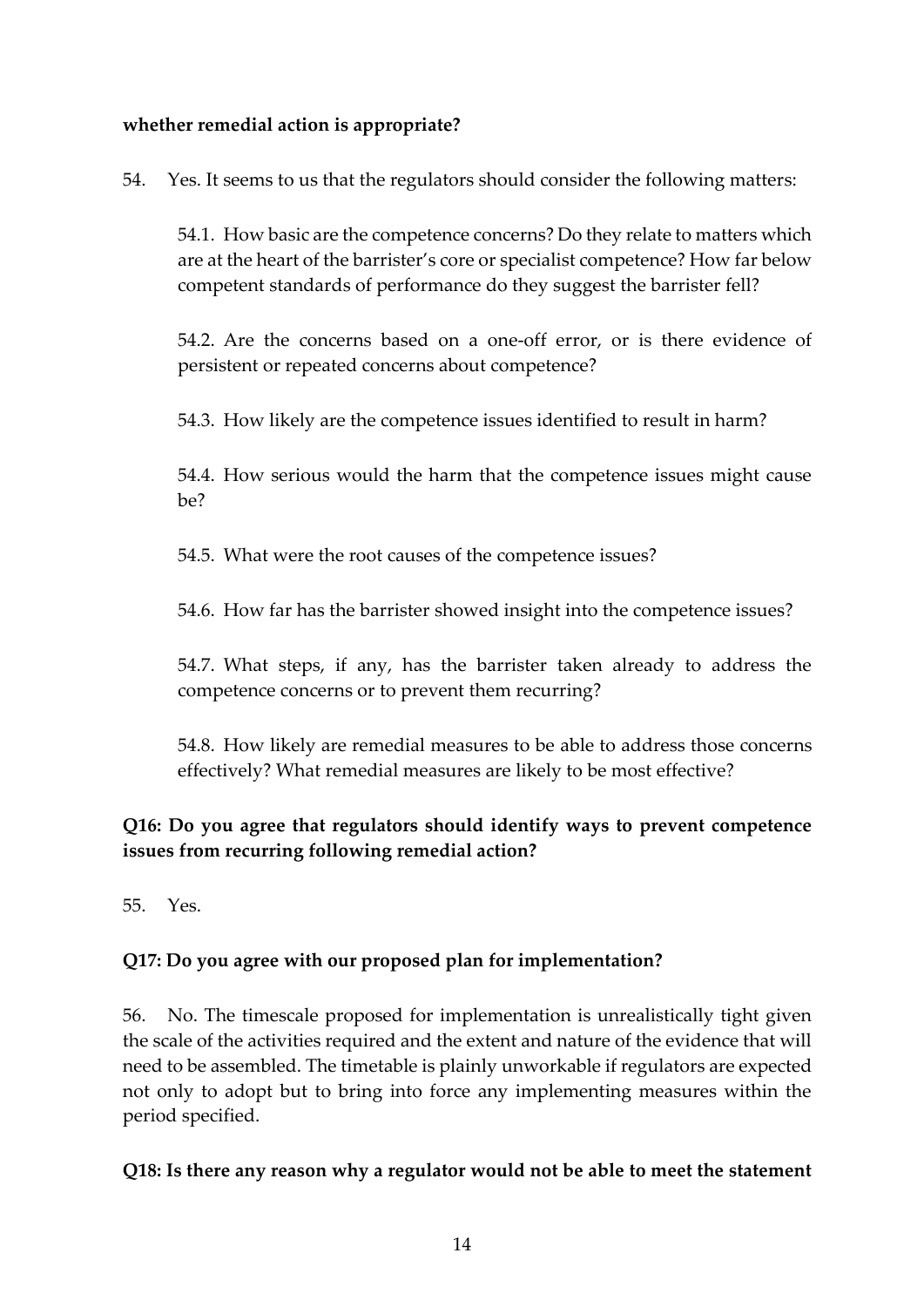**whether remedial action is appropriate?**

54. Yes. It seems to us that the regulators should consider the following matters:

> 54.1. How basic are the competence concerns? Do they relate to matters which are at the heart of the barrister's core or specialist competence? How far below competent standards of performance do they suggest the barrister fell?
>
> 54.2. Are the concerns based on a one-off error, or is there evidence of persistent or repeated concerns about competence?
>
> 54.3. How likely are the competence issues identified to result in harm?
>
> 54.4. How serious would the harm that the competence issues might cause be?
>
> 54.5. What were the root causes of the competence issues?
>
> 54.6. How far has the barrister showed insight into the competence issues?
>
> 54.7. What steps, if any, has the barrister taken already to address the competence concerns or to prevent them recurring?
>
> 54.8. How likely are remedial measures to be able to address those concerns effectively? What remedial measures are likely to be most effective?

**Q16: Do you agree that regulators should identify ways to prevent competence issues from recurring following remedial action?**

55. Yes.

**Q17: Do you agree with our proposed plan for implementation?**

56. No. The timescale proposed for implementation is unrealistically tight given the scale of the activities required and the extent and nature of the evidence that will need to be assembled. The timetable is plainly unworkable if regulators are expected not only to adopt but to bring into force any implementing measures within the period specified.

**Q18: Is there any reason why a regulator would not be able to meet the statement**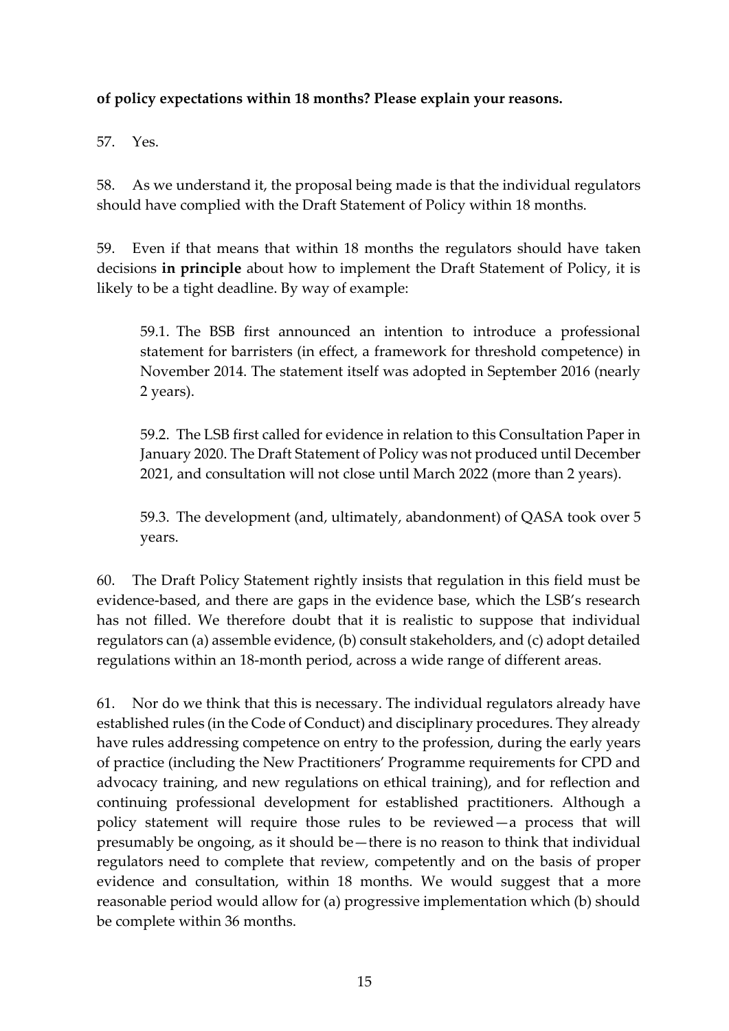**of policy expectations within 18 months? Please explain your reasons.**

57. Yes.

58. As we understand it, the proposal being made is that the individual regulators should have complied with the Draft Statement of Policy within 18 months.

59. Even if that means that within 18 months the regulators should have taken decisions **in principle** about how to implement the Draft Statement of Policy, it is likely to be a tight deadline. By way of example:

> 59.1. The BSB first announced an intention to introduce a professional statement for barristers (in effect, a framework for threshold competence) in November 2014. The statement itself was adopted in September 2016 (nearly 2 years).
>
> 59.2. The LSB first called for evidence in relation to this Consultation Paper in January 2020. The Draft Statement of Policy was not produced until December 2021, and consultation will not close until March 2022 (more than 2 years).
>
> 59.3. The development (and, ultimately, abandonment) of QASA took over 5 years.

60. The Draft Policy Statement rightly insists that regulation in this field must be evidence-based, and there are gaps in the evidence base, which the LSB's research has not filled. We therefore doubt that it is realistic to suppose that individual regulators can (a) assemble evidence, (b) consult stakeholders, and (c) adopt detailed regulations within an 18-month period, across a wide range of different areas.

61. Nor do we think that this is necessary. The individual regulators already have established rules (in the Code of Conduct) and disciplinary procedures. They already have rules addressing competence on entry to the profession, during the early years of practice (including the New Practitioners' Programme requirements for CPD and advocacy training, and new regulations on ethical training), and for reflection and continuing professional development for established practitioners. Although a policy statement will require those rules to be reviewed—a process that will presumably be ongoing, as it should be—there is no reason to think that individual regulators need to complete that review, competently and on the basis of proper evidence and consultation, within 18 months. We would suggest that a more reasonable period would allow for (a) progressive implementation which (b) should be complete within 36 months.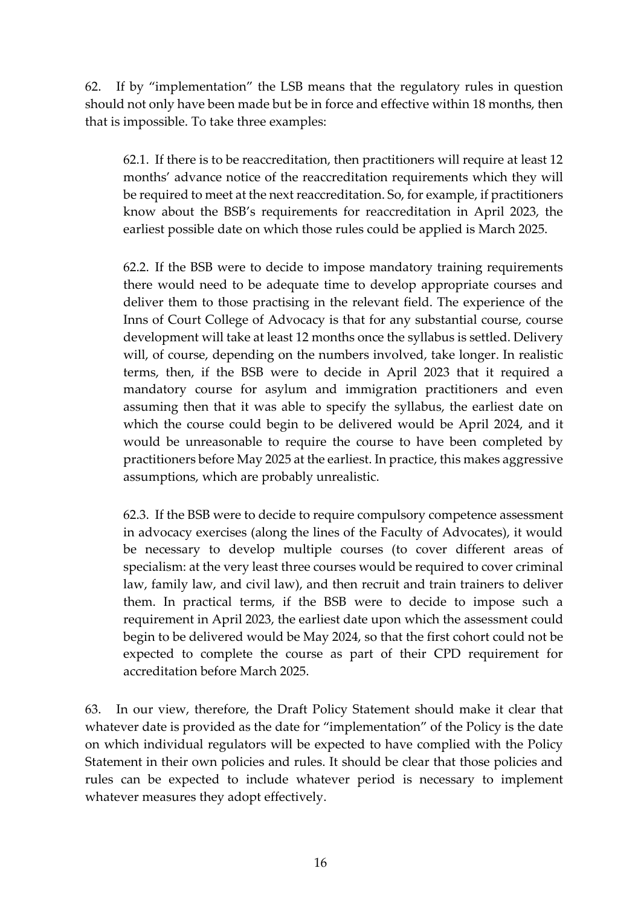62. If by "implementation" the LSB means that the regulatory rules in question should not only have been made but be in force and effective within 18 months, then that is impossible. To take three examples:

> 62.1. If there is to be reaccreditation, then practitioners will require at least 12 months' advance notice of the reaccreditation requirements which they will be required to meet at the next reaccreditation. So, for example, if practitioners know about the BSB's requirements for reaccreditation in April 2023, the earliest possible date on which those rules could be applied is March 2025.
>
> 62.2. If the BSB were to decide to impose mandatory training requirements there would need to be adequate time to develop appropriate courses and deliver them to those practising in the relevant field. The experience of the Inns of Court College of Advocacy is that for any substantial course, course development will take at least 12 months once the syllabus is settled. Delivery will, of course, depending on the numbers involved, take longer. In realistic terms, then, if the BSB were to decide in April 2023 that it required a mandatory course for asylum and immigration practitioners and even assuming then that it was able to specify the syllabus, the earliest date on which the course could begin to be delivered would be April 2024, and it would be unreasonable to require the course to have been completed by practitioners before May 2025 at the earliest. In practice, this makes aggressive assumptions, which are probably unrealistic.
>
> 62.3. If the BSB were to decide to require compulsory competence assessment in advocacy exercises (along the lines of the Faculty of Advocates), it would be necessary to develop multiple courses (to cover different areas of specialism: at the very least three courses would be required to cover criminal law, family law, and civil law), and then recruit and train trainers to deliver them. In practical terms, if the BSB were to decide to impose such a requirement in April 2023, the earliest date upon which the assessment could begin to be delivered would be May 2024, so that the first cohort could not be expected to complete the course as part of their CPD requirement for accreditation before March 2025.

63. In our view, therefore, the Draft Policy Statement should make it clear that whatever date is provided as the date for "implementation" of the Policy is the date on which individual regulators will be expected to have complied with the Policy Statement in their own policies and rules. It should be clear that those policies and rules can be expected to include whatever period is necessary to implement whatever measures they adopt effectively.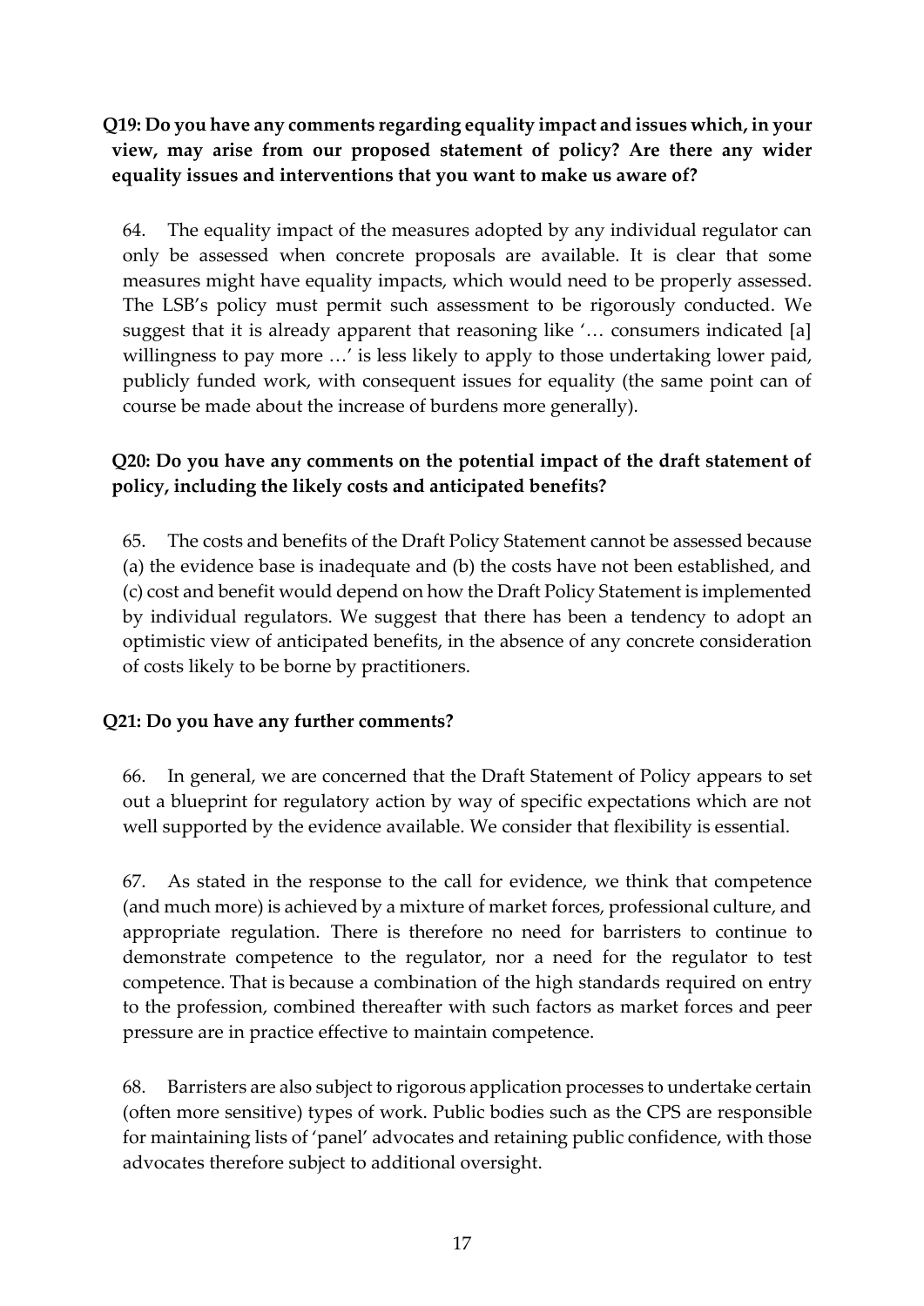**Q19: Do you have any comments regarding equality impact and issues which, in your view, may arise from our proposed statement of policy? Are there any wider equality issues and interventions that you want to make us aware of?**

64. The equality impact of the measures adopted by any individual regulator can only be assessed when concrete proposals are available. It is clear that some measures might have equality impacts, which would need to be properly assessed. The LSB's policy must permit such assessment to be rigorously conducted. We suggest that it is already apparent that reasoning like '… consumers indicated [a] willingness to pay more …' is less likely to apply to those undertaking lower paid, publicly funded work, with consequent issues for equality (the same point can of course be made about the increase of burdens more generally).

**Q20: Do you have any comments on the potential impact of the draft statement of policy, including the likely costs and anticipated benefits?**

65. The costs and benefits of the Draft Policy Statement cannot be assessed because (a) the evidence base is inadequate and (b) the costs have not been established, and (c) cost and benefit would depend on how the Draft Policy Statement is implemented by individual regulators. We suggest that there has been a tendency to adopt an optimistic view of anticipated benefits, in the absence of any concrete consideration of costs likely to be borne by practitioners.

**Q21: Do you have any further comments?**

66. In general, we are concerned that the Draft Statement of Policy appears to set out a blueprint for regulatory action by way of specific expectations which are not well supported by the evidence available. We consider that flexibility is essential.

67. As stated in the response to the call for evidence, we think that competence (and much more) is achieved by a mixture of market forces, professional culture, and appropriate regulation. There is therefore no need for barristers to continue to demonstrate competence to the regulator, nor a need for the regulator to test competence. That is because a combination of the high standards required on entry to the profession, combined thereafter with such factors as market forces and peer pressure are in practice effective to maintain competence.

68. Barristers are also subject to rigorous application processes to undertake certain (often more sensitive) types of work. Public bodies such as the CPS are responsible for maintaining lists of 'panel' advocates and retaining public confidence, with those advocates therefore subject to additional oversight.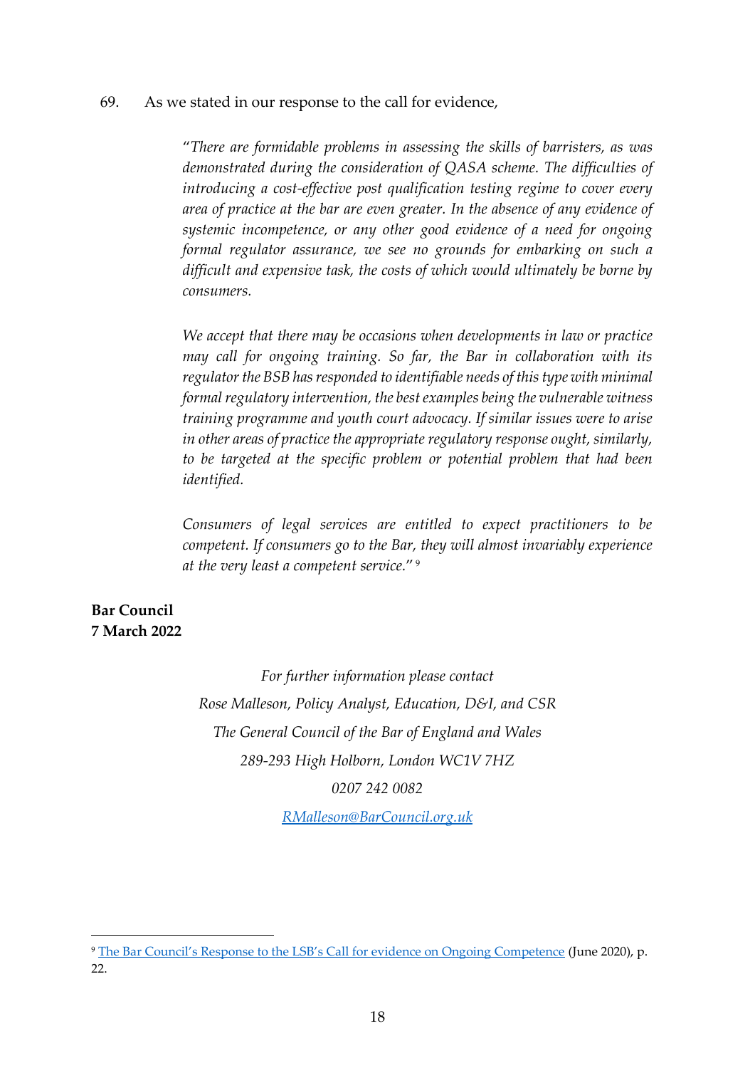69. As we stated in our response to the call for evidence,

> "*There are formidable problems in assessing the skills of barristers, as was demonstrated during the consideration of QASA scheme. The difficulties of introducing a cost-effective post qualification testing regime to cover every area of practice at the bar are even greater. In the absence of any evidence of systemic incompetence, or any other good evidence of a need for ongoing formal regulator assurance, we see no grounds for embarking on such a difficult and expensive task, the costs of which would ultimately be borne by consumers.*
>
> *We accept that there may be occasions when developments in law or practice may call for ongoing training. So far, the Bar in collaboration with its regulator the BSB has responded to identifiable needs of this type with minimal formal regulatory intervention, the best examples being the vulnerable witness training programme and youth court advocacy. If similar issues were to arise in other areas of practice the appropriate regulatory response ought, similarly, to be targeted at the specific problem or potential problem that had been identified.*
>
> *Consumers of legal services are entitled to expect practitioners to be competent. If consumers go to the Bar, they will almost invariably experience at the very least a competent service.*" [9]

**Bar Council**
**7 March 2022**

*For further information please contact*
*Rose Malleson, Policy Analyst, Education, D&I, and CSR*
*The General Council of the Bar of England and Wales*
*289-293 High Holborn, London WC1V 7HZ*
*0207 242 0082*
*RMalleson@BarCouncil.org.uk*

---

[9] The Bar Council's Response to the LSB's Call for evidence on Ongoing Competence (June 2020), p. 22.